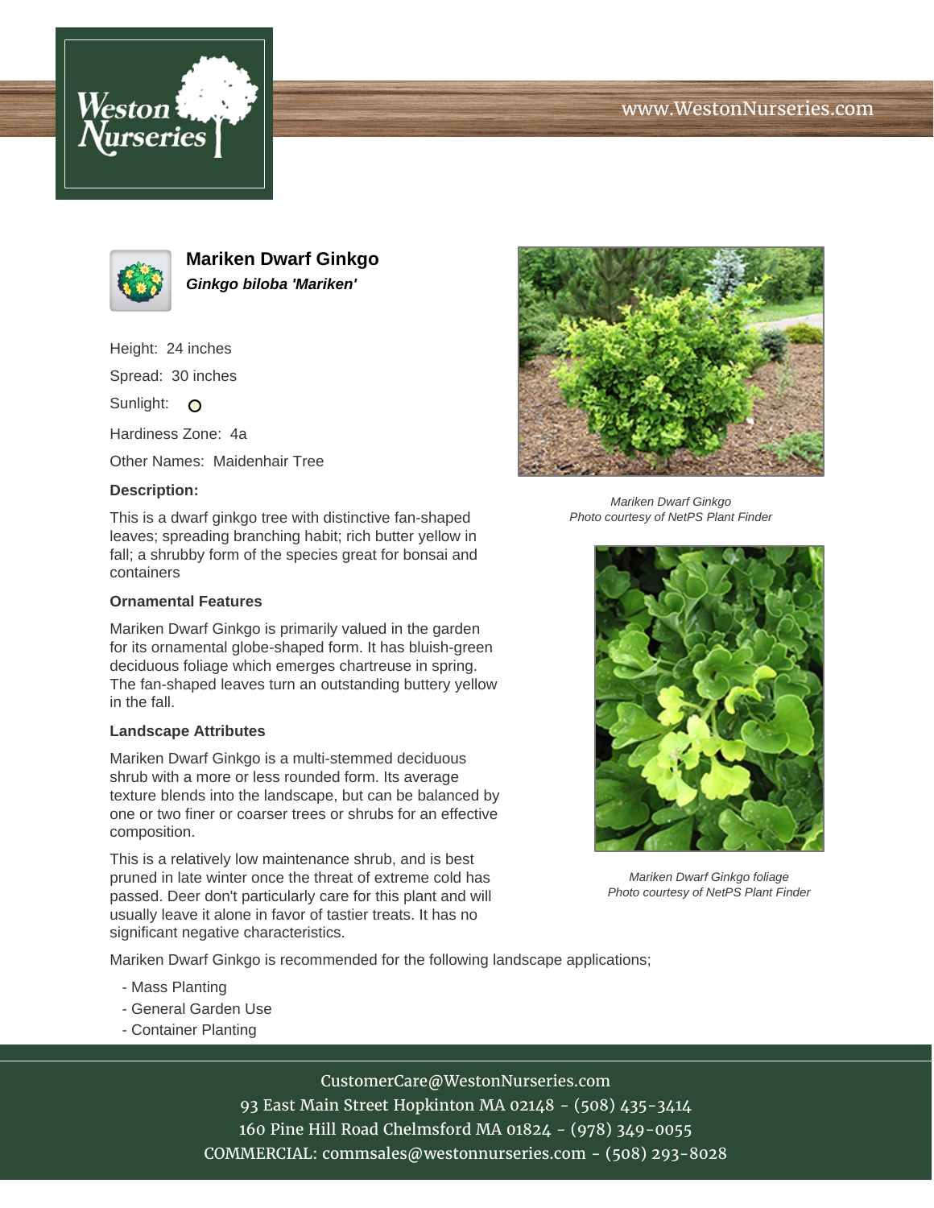# Mariken Dwarf Ginkgo

***Ginkgo biloba 'Mariken'***

Height: 24 inches

Spread: 30 inches

Sunlight: O

Hardiness Zone: 4a

Other Names: Maidenhair Tree

### Description:

This is a dwarf ginkgo tree with distinctive fan-shaped leaves; spreading branching habit; rich butter yellow in fall; a shrubby form of the species great for bonsai and containers

### Ornamental Features

Mariken Dwarf Ginkgo is primarily valued in the garden for its ornamental globe-shaped form. It has bluish-green deciduous foliage which emerges chartreuse in spring. The fan-shaped leaves turn an outstanding buttery yellow in the fall.

### Landscape Attributes

Mariken Dwarf Ginkgo is a multi-stemmed deciduous shrub with a more or less rounded form. Its average texture blends into the landscape, but can be balanced by one or two finer or coarser trees or shrubs for an effective composition.

This is a relatively low maintenance shrub, and is best pruned in late winter once the threat of extreme cold has passed. Deer don't particularly care for this plant and will usually leave it alone in favor of tastier treats. It has no significant negative characteristics.

Mariken Dwarf Ginkgo is recommended for the following landscape applications;

- Mass Planting
- General Garden Use
- Container Planting

*Mariken Dwarf Ginkgo*
*Photo courtesy of NetPS Plant Finder*

*Mariken Dwarf Ginkgo foliage*
*Photo courtesy of NetPS Plant Finder*

CustomerCare@WestonNurseries.com
93 East Main Street Hopkinton MA 02148 - (508) 435-3414
160 Pine Hill Road Chelmsford MA 01824 - (978) 349-0055
COMMERCIAL: commsales@westonnurseries.com - (508) 293-8028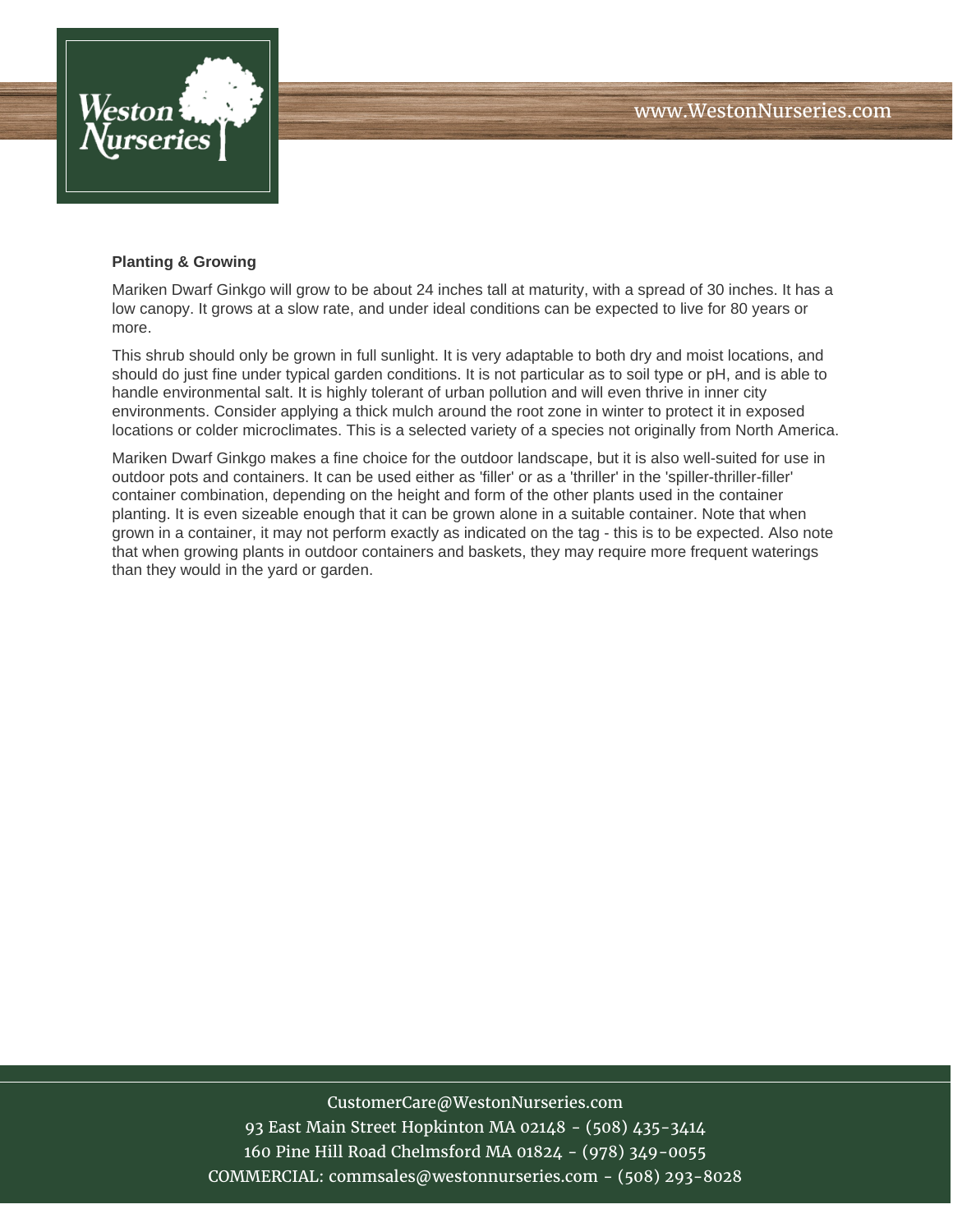### Planting & Growing

Mariken Dwarf Ginkgo will grow to be about 24 inches tall at maturity, with a spread of 30 inches. It has a low canopy. It grows at a slow rate, and under ideal conditions can be expected to live for 80 years or more.

This shrub should only be grown in full sunlight. It is very adaptable to both dry and moist locations, and should do just fine under typical garden conditions. It is not particular as to soil type or pH, and is able to handle environmental salt. It is highly tolerant of urban pollution and will even thrive in inner city environments. Consider applying a thick mulch around the root zone in winter to protect it in exposed locations or colder microclimates. This is a selected variety of a species not originally from North America.

Mariken Dwarf Ginkgo makes a fine choice for the outdoor landscape, but it is also well-suited for use in outdoor pots and containers. It can be used either as 'filler' or as a 'thriller' in the 'spiller-thriller-filler' container combination, depending on the height and form of the other plants used in the container planting. It is even sizeable enough that it can be grown alone in a suitable container. Note that when grown in a container, it may not perform exactly as indicated on the tag - this is to be expected. Also note that when growing plants in outdoor containers and baskets, they may require more frequent waterings than they would in the yard or garden.